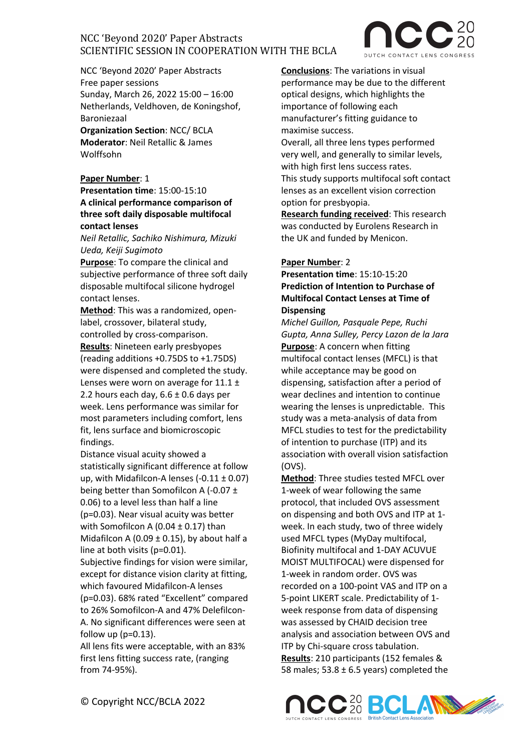NCC 'Beyond 2020' Paper Abstracts
Free paper sessions
Sunday, March 26, 2022 15:00 – 16:00
Netherlands, Veldhoven, de Koningshof, Baroniezaal
**Organization Section**: NCC/ BCLA
**Moderator**: Neil Retallic & James Wolffsohn

**Paper Number**: 1
**Presentation time**: 15:00-15:10
**A clinical performance comparison of three soft daily disposable multifocal contact lenses**
*Neil Retallic, Sachiko Nishimura, Mizuki Ueda, Keiji Sugimoto*

**Purpose**: To compare the clinical and subjective performance of three soft daily disposable multifocal silicone hydrogel contact lenses.

**Method**: This was a randomized, open-label, crossover, bilateral study, controlled by cross-comparison.

**Results**: Nineteen early presbyopes (reading additions +0.75DS to +1.75DS) were dispensed and completed the study. Lenses were worn on average for 11.1 ± 2.2 hours each day, 6.6 ± 0.6 days per week. Lens performance was similar for most parameters including comfort, lens fit, lens surface and biomicroscopic findings.

Distance visual acuity showed a statistically significant difference at follow up, with Midafilcon-A lenses (-0.11 ± 0.07) being better than Somofilcon A (-0.07 ± 0.06) to a level less than half a line ($p=0.03$). Near visual acuity was better with Somofilcon A (0.04 ± 0.17) than Midafilcon A (0.09 ± 0.15), by about half a line at both visits ($p=0.01$).

Subjective findings for vision were similar, except for distance vision clarity at fitting, which favoured Midafilcon-A lenses ($p=0.03$). 68% rated "Excellent" compared to 26% Somofilcon-A and 47% Delefilcon-A. No significant differences were seen at follow up ($p=0.13$).

All lens fits were acceptable, with an 83% first lens fitting success rate, (ranging from 74-95%).

**Conclusions**: The variations in visual performance may be due to the different optical designs, which highlights the importance of following each manufacturer's fitting guidance to maximise success.

Overall, all three lens types performed very well, and generally to similar levels, with high first lens success rates.

This study supports multifocal soft contact lenses as an excellent vision correction option for presbyopia.

**Research funding received**: This research was conducted by Eurolens Research in the UK and funded by Menicon.

**Paper Number**: 2
**Presentation time**: 15:10-15:20
**Prediction of Intention to Purchase of Multifocal Contact Lenses at Time of Dispensing**
*Michel Guillon, Pasquale Pepe, Ruchi Gupta, Anna Sulley, Percy Lazon de la Jara*

**Purpose**: A concern when fitting multifocal contact lenses (MFCL) is that while acceptance may be good on dispensing, satisfaction after a period of wear declines and intention to continue wearing the lenses is unpredictable. This study was a meta-analysis of data from MFCL studies to test for the predictability of intention to purchase (ITP) and its association with overall vision satisfaction (OVS).

**Method**: Three studies tested MFCL over 1-week of wear following the same protocol, that included OVS assessment on dispensing and both OVS and ITP at 1-week. In each study, two of three widely used MFCL types (MyDay multifocal, Biofinity multifocal and 1-DAY ACUVUE MOIST MULTIFOCAL) were dispensed for 1-week in random order. OVS was recorded on a 100-point VAS and ITP on a 5-point LIKERT scale. Predictability of 1-week response from data of dispensing was assessed by CHAID decision tree analysis and association between OVS and ITP by Chi-square cross tabulation.

**Results**: 210 participants (152 females & 58 males; 53.8 ± 6.5 years) completed the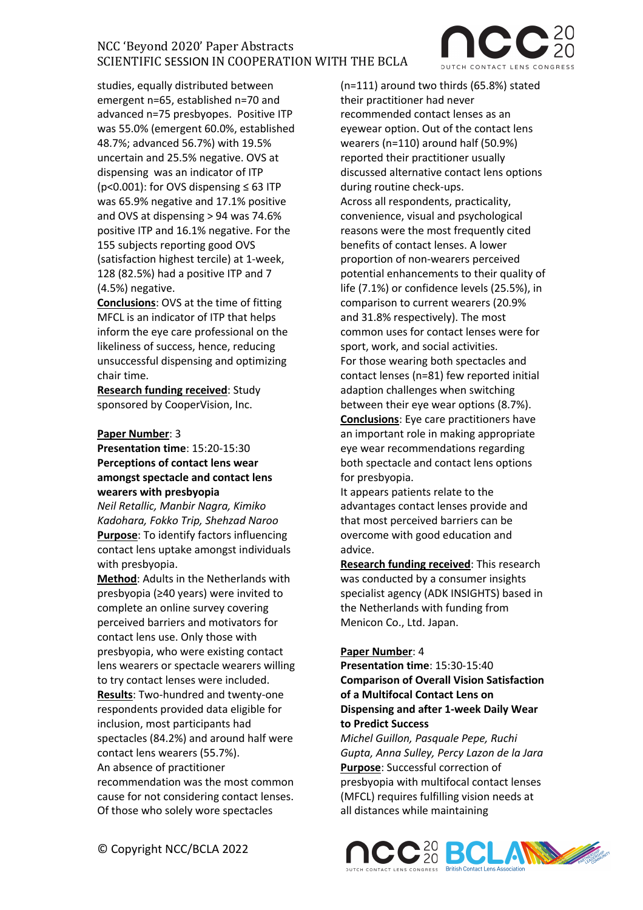studies, equally distributed between emergent n=65, established n=70 and advanced n=75 presbyopes. Positive ITP was 55.0% (emergent 60.0%, established 48.7%; advanced 56.7%) with 19.5% uncertain and 25.5% negative. OVS at dispensing was an indicator of ITP ($p<0.001$): for OVS dispensing ≤ 63 ITP was 65.9% negative and 17.1% positive and OVS at dispensing > 94 was 74.6% positive ITP and 16.1% negative. For the 155 subjects reporting good OVS (satisfaction highest tercile) at 1-week, 128 (82.5%) had a positive ITP and 7 (4.5%) negative.

**Conclusions**: OVS at the time of fitting MFCL is an indicator of ITP that helps inform the eye care professional on the likeliness of success, hence, reducing unsuccessful dispensing and optimizing chair time.

**Research funding received**: Study sponsored by CooperVision, Inc.

**Paper Number**: 3

**Presentation time**: 15:20-15:30

**Perceptions of contact lens wear amongst spectacle and contact lens wearers with presbyopia**

*Neil Retallic, Manbir Nagra, Kimiko Kadohara, Fokko Trip, Shehzad Naroo*

**Purpose**: To identify factors influencing contact lens uptake amongst individuals with presbyopia.

**Method**: Adults in the Netherlands with presbyopia (≥40 years) were invited to complete an online survey covering perceived barriers and motivators for contact lens use. Only those with presbyopia, who were existing contact lens wearers or spectacle wearers willing to try contact lenses were included.

**Results**: Two-hundred and twenty-one respondents provided data eligible for inclusion, most participants had spectacles (84.2%) and around half were contact lens wearers (55.7%).

An absence of practitioner recommendation was the most common cause for not considering contact lenses. Of those who solely wore spectacles (n=111) around two thirds (65.8%) stated their practitioner had never recommended contact lenses as an eyewear option. Out of the contact lens wearers (n=110) around half (50.9%) reported their practitioner usually discussed alternative contact lens options during routine check-ups.

Across all respondents, practicality, convenience, visual and psychological reasons were the most frequently cited benefits of contact lenses. A lower proportion of non-wearers perceived potential enhancements to their quality of life (7.1%) or confidence levels (25.5%), in comparison to current wearers (20.9% and 31.8% respectively). The most common uses for contact lenses were for sport, work, and social activities.

For those wearing both spectacles and contact lenses (n=81) few reported initial adaption challenges when switching between their eye wear options (8.7%).

**Conclusions**: Eye care practitioners have an important role in making appropriate eye wear recommendations regarding both spectacle and contact lens options for presbyopia.

It appears patients relate to the advantages contact lenses provide and that most perceived barriers can be overcome with good education and advice.

**Research funding received**: This research was conducted by a consumer insights specialist agency (ADK INSIGHTS) based in the Netherlands with funding from Menicon Co., Ltd. Japan.

**Paper Number**: 4

**Presentation time**: 15:30-15:40

**Comparison of Overall Vision Satisfaction of a Multifocal Contact Lens on Dispensing and after 1-week Daily Wear to Predict Success**

*Michel Guillon, Pasquale Pepe, Ruchi Gupta, Anna Sulley, Percy Lazon de la Jara*

**Purpose**: Successful correction of presbyopia with multifocal contact lenses (MFCL) requires fulfilling vision needs at all distances while maintaining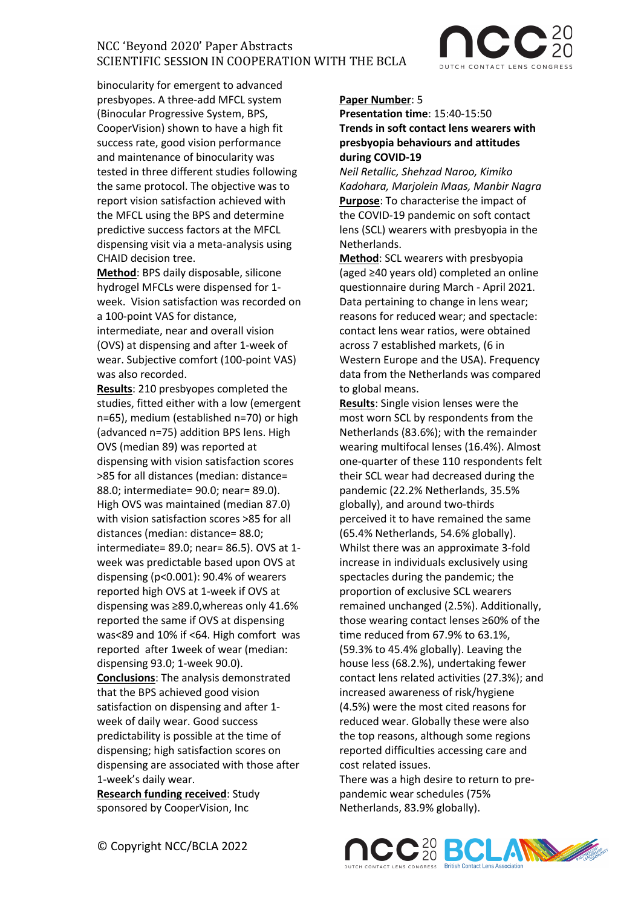binocularity for emergent to advanced presbyopes. A three-add MFCL system (Binocular Progressive System, BPS, CooperVision) shown to have a high fit success rate, good vision performance and maintenance of binocularity was tested in three different studies following the same protocol. The objective was to report vision satisfaction achieved with the MFCL using the BPS and determine predictive success factors at the MFCL dispensing visit via a meta-analysis using CHAID decision tree.

**Method**: BPS daily disposable, silicone hydrogel MFCLs were dispensed for 1-week. Vision satisfaction was recorded on a 100-point VAS for distance, intermediate, near and overall vision (OVS) at dispensing and after 1-week of wear. Subjective comfort (100-point VAS) was also recorded.

**Results**: 210 presbyopes completed the studies, fitted either with a low (emergent n=65), medium (established n=70) or high (advanced n=75) addition BPS lens. High OVS (median 89) was reported at dispensing with vision satisfaction scores >85 for all distances (median: distance= 88.0; intermediate= 90.0; near= 89.0). High OVS was maintained (median 87.0) with vision satisfaction scores >85 for all distances (median: distance= 88.0; intermediate= 89.0; near= 86.5). OVS at 1-week was predictable based upon OVS at dispensing ($p<0.001$): 90.4% of wearers reported high OVS at 1-week if OVS at dispensing was ≥89.0,whereas only 41.6% reported the same if OVS at dispensing was<89 and 10% if <64. High comfort was reported after 1week of wear (median: dispensing 93.0; 1-week 90.0).

**Conclusions**: The analysis demonstrated that the BPS achieved good vision satisfaction on dispensing and after 1-week of daily wear. Good success predictability is possible at the time of dispensing; high satisfaction scores on dispensing are associated with those after 1-week's daily wear.

**Research funding received**: Study sponsored by CooperVision, Inc

**Paper Number**: 5

**Presentation time**: 15:40-15:50

**Trends in soft contact lens wearers with presbyopia behaviours and attitudes during COVID-19**

*Neil Retallic, Shehzad Naroo, Kimiko Kadohara, Marjolein Maas, Manbir Nagra*

**Purpose**: To characterise the impact of the COVID-19 pandemic on soft contact lens (SCL) wearers with presbyopia in the Netherlands.

**Method**: SCL wearers with presbyopia (aged ≥40 years old) completed an online questionnaire during March - April 2021. Data pertaining to change in lens wear; reasons for reduced wear; and spectacle: contact lens wear ratios, were obtained across 7 established markets, (6 in Western Europe and the USA). Frequency data from the Netherlands was compared to global means.

**Results**: Single vision lenses were the most worn SCL by respondents from the Netherlands (83.6%); with the remainder wearing multifocal lenses (16.4%). Almost one-quarter of these 110 respondents felt their SCL wear had decreased during the pandemic (22.2% Netherlands, 35.5% globally), and around two-thirds perceived it to have remained the same (65.4% Netherlands, 54.6% globally). Whilst there was an approximate 3-fold increase in individuals exclusively using spectacles during the pandemic; the proportion of exclusive SCL wearers remained unchanged (2.5%). Additionally, those wearing contact lenses ≥60% of the time reduced from 67.9% to 63.1%, (59.3% to 45.4% globally). Leaving the house less (68.2.%), undertaking fewer contact lens related activities (27.3%); and increased awareness of risk/hygiene (4.5%) were the most cited reasons for reduced wear. Globally these were also the top reasons, although some regions reported difficulties accessing care and cost related issues.

There was a high desire to return to pre-pandemic wear schedules (75% Netherlands, 83.9% globally).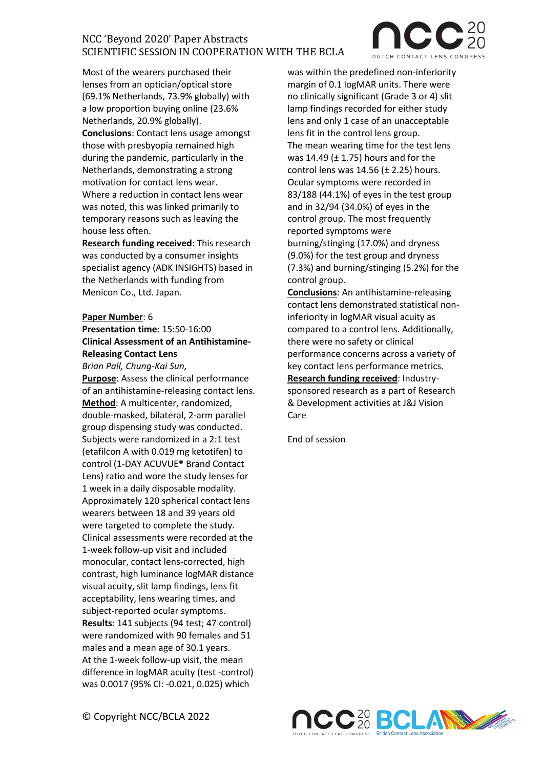Most of the wearers purchased their lenses from an optician/optical store (69.1% Netherlands, 73.9% globally) with a low proportion buying online (23.6% Netherlands, 20.9% globally).

**Conclusions**: Contact lens usage amongst those with presbyopia remained high during the pandemic, particularly in the Netherlands, demonstrating a strong motivation for contact lens wear. Where a reduction in contact lens wear was noted, this was linked primarily to temporary reasons such as leaving the house less often.

**Research funding received**: This research was conducted by a consumer insights specialist agency (ADK INSIGHTS) based in the Netherlands with funding from Menicon Co., Ltd. Japan.

**Paper Number**: 6

**Presentation time**: 15:50-16:00

**Clinical Assessment of an Antihistamine-Releasing Contact Lens**

*Brian Pall, Chung-Kai Sun,*

**Purpose**: Assess the clinical performance of an antihistamine-releasing contact lens.

**Method**: A multicenter, randomized, double-masked, bilateral, 2-arm parallel group dispensing study was conducted. Subjects were randomized in a 2:1 test (etafilcon A with 0.019 mg ketotifen) to control (1-DAY ACUVUE® Brand Contact Lens) ratio and wore the study lenses for 1 week in a daily disposable modality. Approximately 120 spherical contact lens wearers between 18 and 39 years old were targeted to complete the study. Clinical assessments were recorded at the 1-week follow-up visit and included monocular, contact lens-corrected, high contrast, high luminance logMAR distance visual acuity, slit lamp findings, lens fit acceptability, lens wearing times, and subject-reported ocular symptoms.

**Results**: 141 subjects (94 test; 47 control) were randomized with 90 females and 51 males and a mean age of 30.1 years. At the 1-week follow-up visit, the mean difference in logMAR acuity (test -control) was 0.0017 (95% CI: -0.021, 0.025) which was within the predefined non-inferiority margin of 0.1 logMAR units. There were no clinically significant (Grade 3 or 4) slit lamp findings recorded for either study lens and only 1 case of an unacceptable lens fit in the control lens group. The mean wearing time for the test lens was 14.49 (± 1.75) hours and for the control lens was 14.56 (± 2.25) hours. Ocular symptoms were recorded in 83/188 (44.1%) of eyes in the test group and in 32/94 (34.0%) of eyes in the control group. The most frequently reported symptoms were burning/stinging (17.0%) and dryness (9.0%) for the test group and dryness (7.3%) and burning/stinging (5.2%) for the control group.

**Conclusions**: An antihistamine-releasing contact lens demonstrated statistical non-inferiority in logMAR visual acuity as compared to a control lens. Additionally, there were no safety or clinical performance concerns across a variety of key contact lens performance metrics.

**Research funding received**: Industry-sponsored research as a part of Research & Development activities at J&J Vision Care

End of session